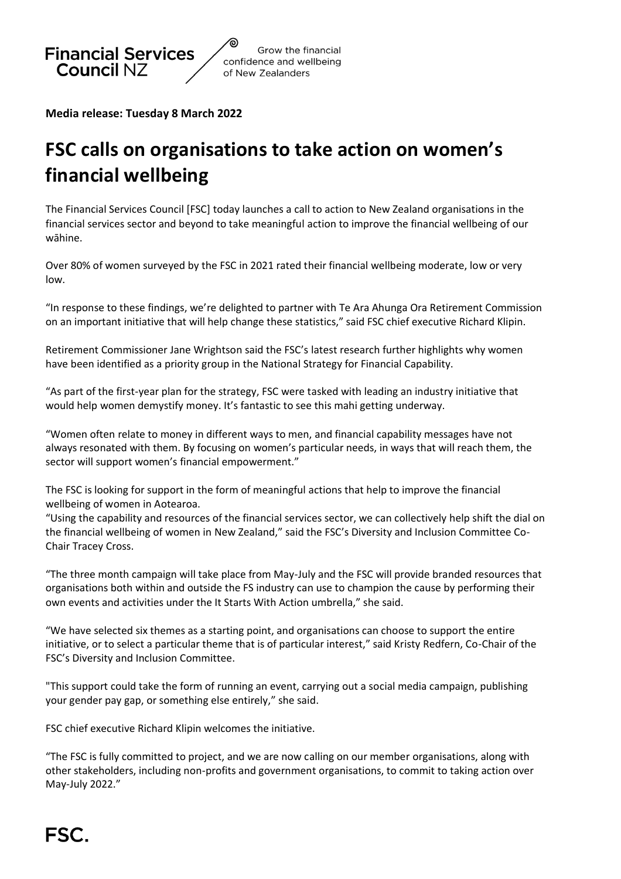Financial Services Council NZ

Grow the financial confidence and wellbeing of New Zealanders

**Media release: Tuesday 8 March 2022**

# FSC calls on organisations to take action on women's financial wellbeing

The Financial Services Council [FSC] today launches a call to action to New Zealand organisations in the financial services sector and beyond to take meaningful action to improve the financial wellbeing of our wāhine.

Over 80% of women surveyed by the FSC in 2021 rated their financial wellbeing moderate, low or very low.

"In response to these findings, we're delighted to partner with Te Ara Ahunga Ora Retirement Commission on an important initiative that will help change these statistics," said FSC chief executive Richard Klipin.

Retirement Commissioner Jane Wrightson said the FSC's latest research further highlights why women have been identified as a priority group in the National Strategy for Financial Capability.

"As part of the first-year plan for the strategy, FSC were tasked with leading an industry initiative that would help women demystify money. It's fantastic to see this mahi getting underway.

"Women often relate to money in different ways to men, and financial capability messages have not always resonated with them. By focusing on women's particular needs, in ways that will reach them, the sector will support women's financial empowerment."

The FSC is looking for support in the form of meaningful actions that help to improve the financial wellbeing of women in Aotearoa.

"Using the capability and resources of the financial services sector, we can collectively help shift the dial on the financial wellbeing of women in New Zealand," said the FSC's Diversity and Inclusion Committee Co-Chair Tracey Cross.

"The three month campaign will take place from May-July and the FSC will provide branded resources that organisations both within and outside the FS industry can use to champion the cause by performing their own events and activities under the It Starts With Action umbrella," she said.

"We have selected six themes as a starting point, and organisations can choose to support the entire initiative, or to select a particular theme that is of particular interest," said Kristy Redfern, Co-Chair of the FSC's Diversity and Inclusion Committee.

"This support could take the form of running an event, carrying out a social media campaign, publishing your gender pay gap, or something else entirely," she said.

FSC chief executive Richard Klipin welcomes the initiative.

"The FSC is fully committed to project, and we are now calling on our member organisations, along with other stakeholders, including non-profits and government organisations, to commit to taking action over May-July 2022."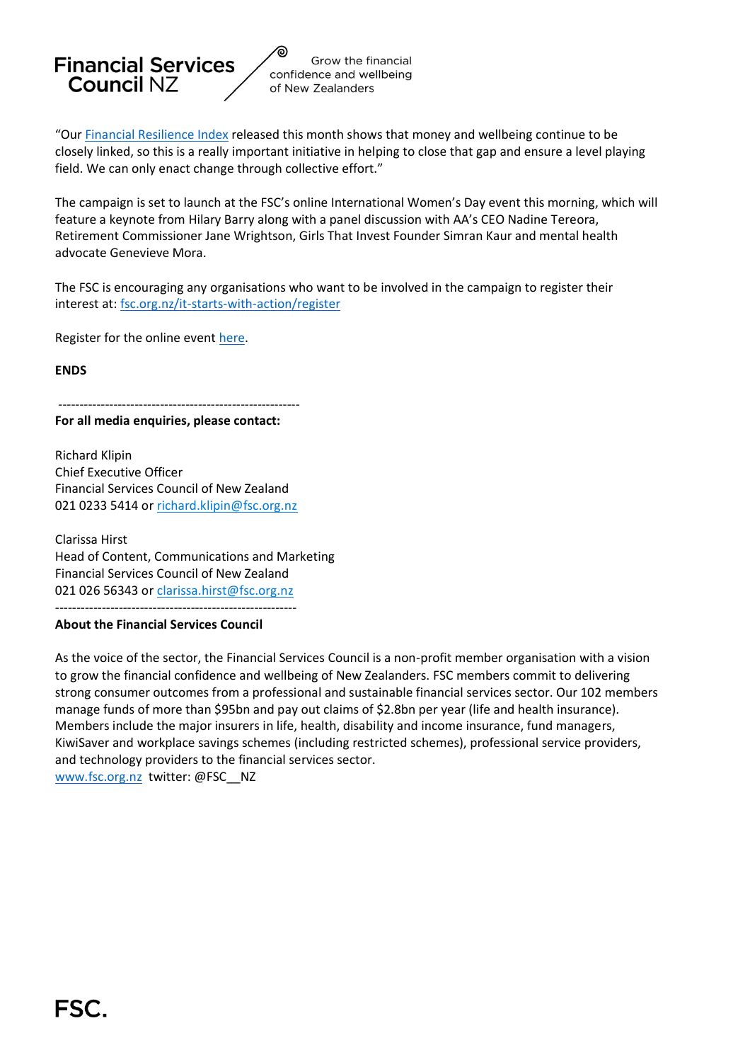"Our Financial Resilience Index released this month shows that money and wellbeing continue to be closely linked, so this is a really important initiative in helping to close that gap and ensure a level playing field. We can only enact change through collective effort."

The campaign is set to launch at the FSC's online International Women's Day event this morning, which will feature a keynote from Hilary Barry along with a panel discussion with AA's CEO Nadine Tereora, Retirement Commissioner Jane Wrightson, Girls That Invest Founder Simran Kaur and mental health advocate Genevieve Mora.

The FSC is encouraging any organisations who want to be involved in the campaign to register their interest at: fsc.org.nz/it-starts-with-action/register

Register for the online event here.

**ENDS**

---

**For all media enquiries, please contact:**

Richard Klipin
Chief Executive Officer
Financial Services Council of New Zealand
021 0233 5414 or richard.klipin@fsc.org.nz

Clarissa Hirst
Head of Content, Communications and Marketing
Financial Services Council of New Zealand
021 026 56343 or clarissa.hirst@fsc.org.nz

---

**About the Financial Services Council**

As the voice of the sector, the Financial Services Council is a non-profit member organisation with a vision to grow the financial confidence and wellbeing of New Zealanders. FSC members commit to delivering strong consumer outcomes from a professional and sustainable financial services sector. Our 102 members manage funds of more than $95bn and pay out claims of $2.8bn per year (life and health insurance). Members include the major insurers in life, health, disability and income insurance, fund managers, KiwiSaver and workplace savings schemes (including restricted schemes), professional service providers, and technology providers to the financial services sector.
www.fsc.org.nz twitter: @FSC__NZ